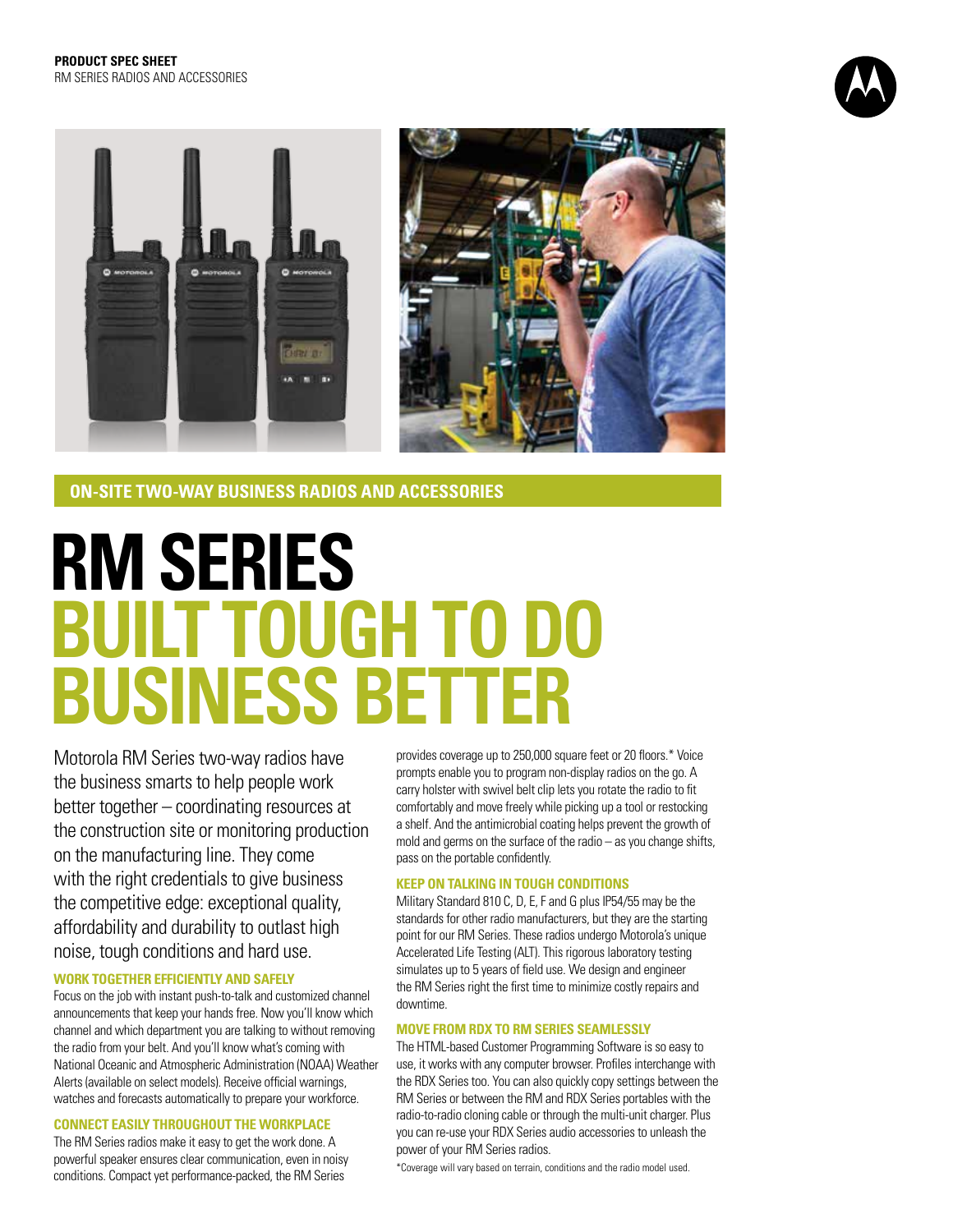**PRODUCT SPEC SHEET**
RM SERIES RADIOS AND ACCESSORIES

## ON-SITE TWO-WAY BUSINESS RADIOS AND ACCESSORIES

# RM SERIES BUILT TOUGH TO DO BUSINESS BETTER

Motorola RM Series two-way radios have the business smarts to help people work better together – coordinating resources at the construction site or monitoring production on the manufacturing line. They come with the right credentials to give business the competitive edge: exceptional quality, affordability and durability to outlast high noise, tough conditions and hard use.

### WORK TOGETHER EFFICIENTLY AND SAFELY

Focus on the job with instant push-to-talk and customized channel announcements that keep your hands free. Now you'll know which channel and which department you are talking to without removing the radio from your belt. And you'll know what's coming with National Oceanic and Atmospheric Administration (NOAA) Weather Alerts (available on select models). Receive official warnings, watches and forecasts automatically to prepare your workforce.

### CONNECT EASILY THROUGHOUT THE WORKPLACE

The RM Series radios make it easy to get the work done. A powerful speaker ensures clear communication, even in noisy conditions. Compact yet performance-packed, the RM Series provides coverage up to 250,000 square feet or 20 floors.* Voice prompts enable you to program non-display radios on the go. A carry holster with swivel belt clip lets you rotate the radio to fit comfortably and move freely while picking up a tool or restocking a shelf. And the antimicrobial coating helps prevent the growth of mold and germs on the surface of the radio – as you change shifts, pass on the portable confidently.

### KEEP ON TALKING IN TOUGH CONDITIONS

Military Standard 810 C, D, E, F and G plus IP54/55 may be the standards for other radio manufacturers, but they are the starting point for our RM Series. These radios undergo Motorola's unique Accelerated Life Testing (ALT). This rigorous laboratory testing simulates up to 5 years of field use. We design and engineer the RM Series right the first time to minimize costly repairs and downtime.

### MOVE FROM RDX TO RM SERIES SEAMLESSLY

The HTML-based Customer Programming Software is so easy to use, it works with any computer browser. Profiles interchange with the RDX Series too. You can also quickly copy settings between the RM Series or between the RM and RDX Series portables with the radio-to-radio cloning cable or through the multi-unit charger. Plus you can re-use your RDX Series audio accessories to unleash the power of your RM Series radios.

*Coverage will vary based on terrain, conditions and the radio model used.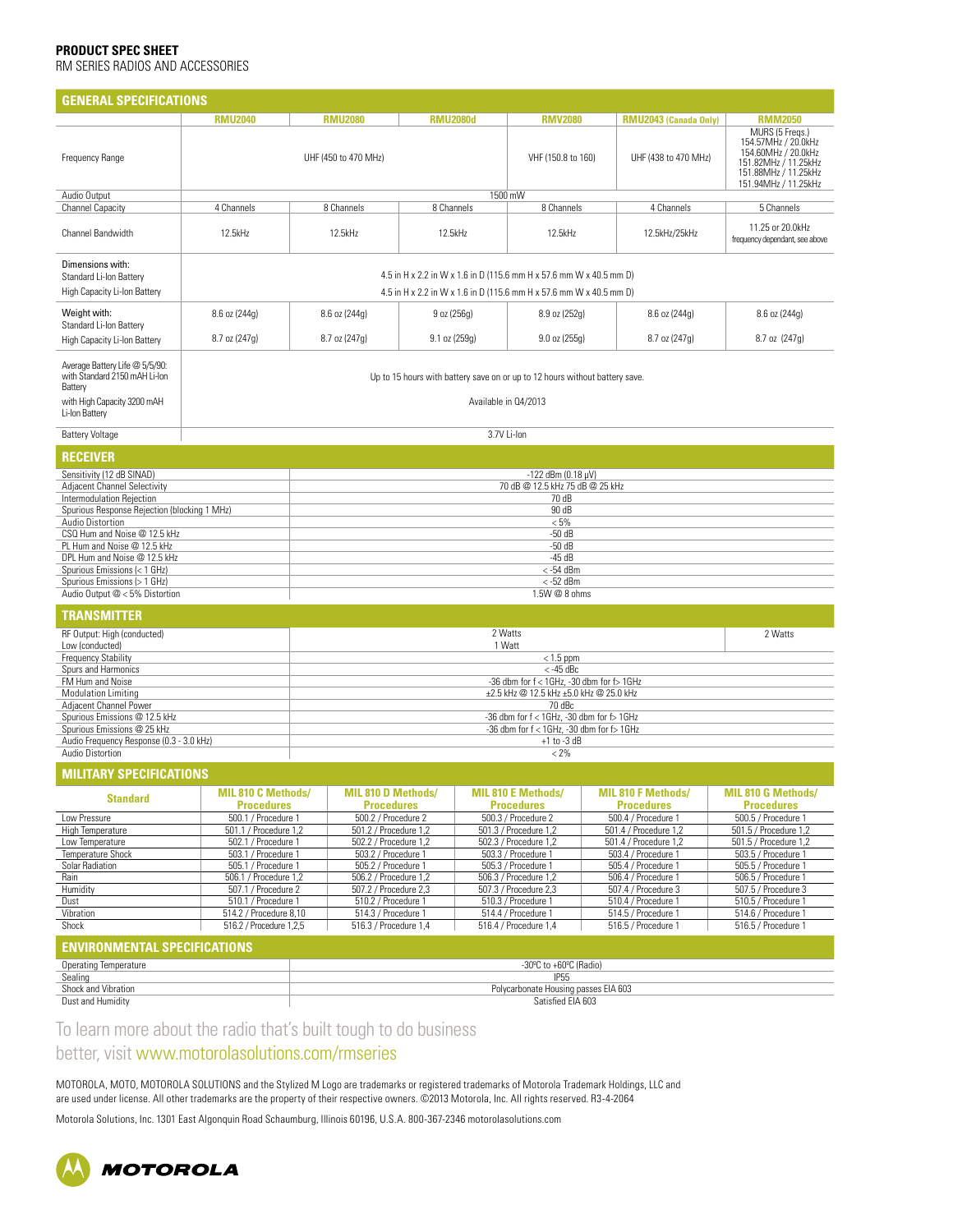**PRODUCT SPEC SHEET**
RM SERIES RADIOS AND ACCESSORIES

## GENERAL SPECIFICATIONS

| | RMU2040 | RMU2080 | RMU2080d | RMV2080 | RMU2043 (Canada Only) | RMM2050 |
|---|---|---|---|---|---|---|
| Frequency Range | UHF (450 to 470 MHz) | | | VHF (150.8 to 160) | UHF (438 to 470 MHz) | MURS (5 Freqs.) 154.57MHz / 20.0kHz 154.60MHz / 20.0kHz 151.82MHz / 11.25kHz 151.88MHz / 11.25kHz 151.94MHz / 11.25kHz |
| Audio Output | 1500 mW | | | | | |
| Channel Capacity | 4 Channels | 8 Channels | 8 Channels | 8 Channels | 4 Channels | 5 Channels |
| Channel Bandwidth | 12.5kHz | 12.5kHz | 12.5kHz | 12.5kHz | 12.5kHz/25kHz | 11.25 or 20.0kHz frequency dependant, see above |
| Dimensions with: Standard Li-Ion Battery | 4.5 in H x 2.2 in W x 1.6 in D (115.6 mm H x 57.6 mm W x 40.5 mm D) | | | | | |
| High Capacity Li-Ion Battery | 4.5 in H x 2.2 in W x 1.6 in D (115.6 mm H x 57.6 mm W x 40.5 mm D) | | | | | |
| Weight with: Standard Li-Ion Battery | 8.6 oz (244g) | 8.6 oz (244g) | 9 oz (256g) | 8.9 oz (252g) | 8.6 oz (244g) | 8.6 oz (244g) |
| High Capacity Li-Ion Battery | 8.7 oz (247g) | 8.7 oz (247g) | 9.1 oz (259g) | 9.0 oz (255g) | 8.7 oz (247g) | 8.7 oz (247g) |
| Average Battery Life @ 5/5/90: with Standard 2150 mAH Li-Ion Battery | Up to 15 hours with battery save on or up to 12 hours without battery save. | | | | | |
| with High Capacity 3200 mAH Li-Ion Battery | Available in Q4/2013 | | | | | |
| Battery Voltage | 3.7V Li-Ion | | | | | |

## RECEIVER

| | |
|---|---|
| Sensitivity (12 dB SINAD) | -122 dBm (0.18 µV) |
| Adjacent Channel Selectivity | 70 dB @ 12.5 kHz 75 dB @ 25 kHz |
| Intermodulation Rejection | 70 dB |
| Spurious Response Rejection (blocking 1 MHz) | 90 dB |
| Audio Distortion | < 5% |
| CSQ Hum and Noise @ 12.5 kHz | -50 dB |
| PL Hum and Noise @ 12.5 kHz | -50 dB |
| DPL Hum and Noise @ 12.5 kHz | -45 dB |
| Spurious Emissions (< 1 GHz) | < -54 dBm |
| Spurious Emissions (> 1 GHz) | < -52 dBm |
| Audio Output @ < 5% Distortion | 1.5W @ 8 ohms |

## TRANSMITTER

| | | |
|---|---|---|
| RF Output: High (conducted) | 2 Watts | 2 Watts |
| Low (conducted) | 1 Watt | |
| Frequency Stability | < 1.5 ppm | |
| Spurs and Harmonics | < -45 dBc | |
| FM Hum and Noise | -36 dbm for f < 1GHz, -30 dbm for f> 1GHz | |
| Modulation Limiting | ±2.5 kHz @ 12.5 kHz ±5.0 kHz @ 25.0 kHz | |
| Adjacent Channel Power | 70 dBc | |
| Spurious Emissions @ 12.5 kHz | -36 dbm for f < 1GHz, -30 dbm for f> 1GHz | |
| Spurious Emissions @ 25 kHz | -36 dbm for f < 1GHz, -30 dbm for f> 1GHz | |
| Audio Frequency Response (0.3 - 3.0 kHz) | +1 to -3 dB | |
| Audio Distortion | < 2% | |

## MILITARY SPECIFICATIONS

| Standard | MIL 810 C Methods/ Procedures | MIL 810 D Methods/ Procedures | MIL 810 E Methods/ Procedures | MIL 810 F Methods/ Procedures | MIL 810 G Methods/ Procedures |
|---|---|---|---|---|---|
| Low Pressure | 500.1 / Procedure 1 | 500.2 / Procedure 2 | 500.3 / Procedure 2 | 500.4 / Procedure 1 | 500.5 / Procedure 1 |
| High Temperature | 501.1 / Procedure 1,2 | 501.2 / Procedure 1,2 | 501.3 / Procedure 1,2 | 501.4 / Procedure 1,2 | 501.5 / Procedure 1,2 |
| Low Temperature | 502.1 / Procedure 1 | 502.2 / Procedure 1,2 | 502.3 / Procedure 1,2 | 501.4 / Procedure 1,2 | 501.5 / Procedure 1,2 |
| Temperature Shock | 503.1 / Procedure 1 | 503.2 / Procedure 1 | 503.3 / Procedure 1 | 503.4 / Procedure 1 | 503.5 / Procedure 1 |
| Solar Radiation | 505.1 / Procedure 1 | 505.2 / Procedure 1 | 505.3 / Procedure 1 | 505.4 / Procedure 1 | 505.5 / Procedure 1 |
| Rain | 506.1 / Procedure 1,2 | 506.2 / Procedure 1,2 | 506.3 / Procedure 1,2 | 506.4 / Procedure 1 | 506.5 / Procedure 1 |
| Humidity | 507.1 / Procedure 2 | 507.2 / Procedure 2,3 | 507.3 / Procedure 2,3 | 507.4 / Procedure 3 | 507.5 / Procedure 3 |
| Dust | 510.1 / Procedure 1 | 510.2 / Procedure 1 | 510.3 / Procedure 1 | 510.4 / Procedure 1 | 510.5 / Procedure 1 |
| Vibration | 514.2 / Procedure 8,10 | 514.3 / Procedure 1 | 514.4 / Procedure 1 | 514.5 / Procedure 1 | 514.6 / Procedure 1 |
| Shock | 516.2 / Procedure 1,2,5 | 516.3 / Procedure 1,4 | 516.4 / Procedure 1,4 | 516.5 / Procedure 1 | 516.5 / Procedure 1 |

## ENVIRONMENTAL SPECIFICATIONS

| | |
|---|---|
| Operating Temperature | -30ºC to +60ºC (Radio) |
| Sealing | IP55 |
| Shock and Vibration | Polycarbonate Housing passes EIA 603 |
| Dust and Humidity | Satisfied EIA 603 |

To learn more about the radio that's built tough to do business better, visit www.motorolasolutions.com/rmseries

MOTOROLA, MOTO, MOTOROLA SOLUTIONS and the Stylized M Logo are trademarks or registered trademarks of Motorola Trademark Holdings, LLC and are used under license. All other trademarks are the property of their respective owners. ©2013 Motorola, Inc. All rights reserved. R3-4-2064

Motorola Solutions, Inc. 1301 East Algonquin Road Schaumburg, Illinois 60196, U.S.A. 800-367-2346 motorolasolutions.com

MOTOROLA